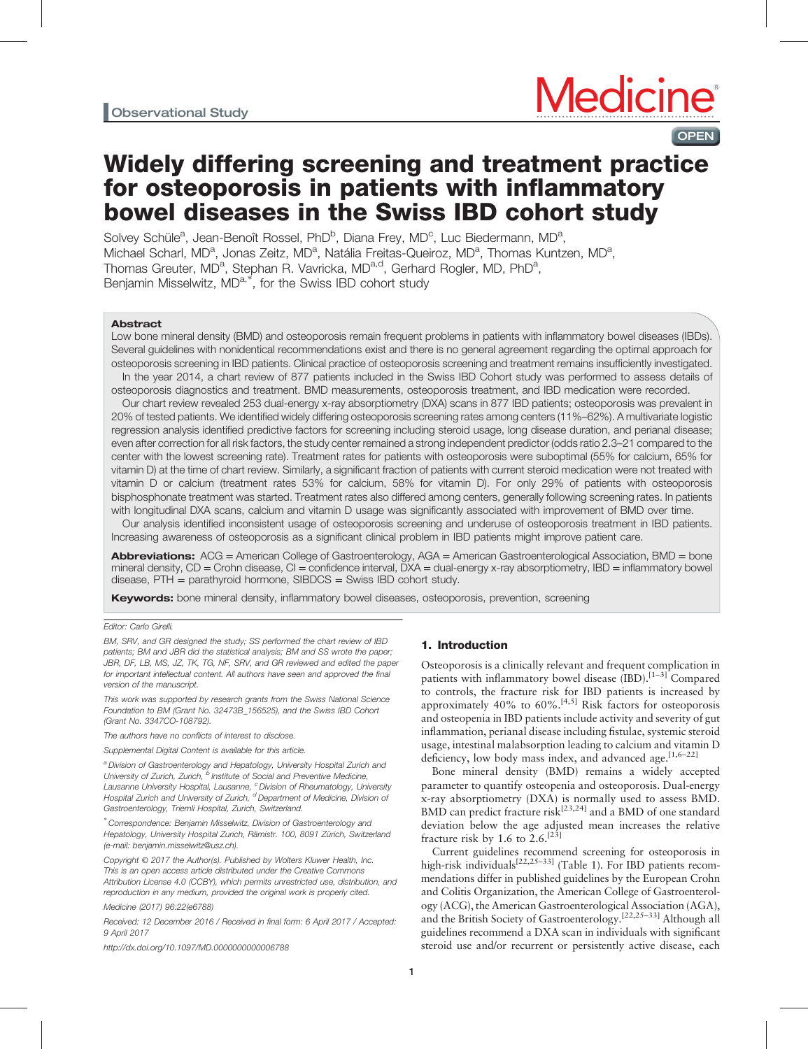Observational Study

# Widely differing screening and treatment practice for osteoporosis in patients with inflammatory bowel diseases in the Swiss IBD cohort study

Solvey Schüle[a], Jean-Benoît Rossel, PhD[b], Diana Frey, MD[c], Luc Biedermann, MD[a], Michael Scharl, MD[a], Jonas Zeitz, MD[a], Natália Freitas-Queiroz, MD[a], Thomas Kuntzen, MD[a], Thomas Greuter, MD[a], Stephan R. Vavricka, MD[a,d], Gerhard Rogler, MD, PhD[a], Benjamin Misselwitz, MD[a,*], for the Swiss IBD cohort study

## Abstract

Low bone mineral density (BMD) and osteoporosis remain frequent problems in patients with inflammatory bowel diseases (IBDs). Several guidelines with nonidentical recommendations exist and there is no general agreement regarding the optimal approach for osteoporosis screening in IBD patients. Clinical practice of osteoporosis screening and treatment remains insufficiently investigated.

In the year 2014, a chart review of 877 patients included in the Swiss IBD Cohort study was performed to assess details of osteoporosis diagnostics and treatment. BMD measurements, osteoporosis treatment, and IBD medication were recorded.

Our chart review revealed 253 dual-energy x-ray absorptiometry (DXA) scans in 877 IBD patients; osteoporosis was prevalent in 20% of tested patients. We identified widely differing osteoporosis screening rates among centers (11%–62%). A multivariate logistic regression analysis identified predictive factors for screening including steroid usage, long disease duration, and perianal disease; even after correction for all risk factors, the study center remained a strong independent predictor (odds ratio 2.3–21 compared to the center with the lowest screening rate). Treatment rates for patients with osteoporosis were suboptimal (55% for calcium, 65% for vitamin D) at the time of chart review. Similarly, a significant fraction of patients with current steroid medication were not treated with vitamin D or calcium (treatment rates 53% for calcium, 58% for vitamin D). For only 29% of patients with osteoporosis bisphosphonate treatment was started. Treatment rates also differed among centers, generally following screening rates. In patients with longitudinal DXA scans, calcium and vitamin D usage was significantly associated with improvement of BMD over time.

Our analysis identified inconsistent usage of osteoporosis screening and underuse of osteoporosis treatment in IBD patients. Increasing awareness of osteoporosis as a significant clinical problem in IBD patients might improve patient care.

**Abbreviations:** ACG = American College of Gastroenterology, AGA = American Gastroenterological Association, BMD = bone mineral density, CD = Crohn disease, CI = confidence interval, DXA = dual-energy x-ray absorptiometry, IBD = inflammatory bowel disease, PTH = parathyroid hormone, SIBDCS = Swiss IBD cohort study.

**Keywords:** bone mineral density, inflammatory bowel diseases, osteoporosis, prevention, screening

*Editor: Carlo Girelli.*

*BM, SRV, and GR designed the study; SS performed the chart review of IBD patients; BM and JBR did the statistical analysis; BM and SS wrote the paper; JBR, DF, LB, MS, JZ, TK, TG, NF, SRV, and GR reviewed and edited the paper for important intellectual content. All authors have seen and approved the final version of the manuscript.*

*This work was supported by research grants from the Swiss National Science Foundation to BM (Grant No. 32473B_156525), and the Swiss IBD Cohort (Grant No. 3347CO-108792).*

*The authors have no conflicts of interest to disclose.*

*Supplemental Digital Content is available for this article.*

[a] *Division of Gastroenterology and Hepatology, University Hospital Zurich and University of Zurich, Zurich,* [b] *Institute of Social and Preventive Medicine, Lausanne University Hospital, Lausanne,* [c] *Division of Rheumatology, University Hospital Zurich and University of Zurich,* [d] *Department of Medicine, Division of Gastroenterology, Triemli Hospital, Zurich, Switzerland.*

[*] *Correspondence: Benjamin Misselwitz, Division of Gastroenterology and Hepatology, University Hospital Zurich, Rämistr. 100, 8091 Zürich, Switzerland (e-mail: benjamin.misselwitz@usz.ch).*

*Copyright © 2017 the Author(s). Published by Wolters Kluwer Health, Inc. This is an open access article distributed under the Creative Commons Attribution License 4.0 (CCBY), which permits unrestricted use, distribution, and reproduction in any medium, provided the original work is properly cited.*

*Medicine (2017) 96:22(e6788)*

*Received: 12 December 2016 / Received in final form: 6 April 2017 / Accepted: 9 April 2017*

*http://dx.doi.org/10.1097/MD.0000000000006788*

## 1. Introduction

Osteoporosis is a clinically relevant and frequent complication in patients with inflammatory bowel disease (IBD).[1–3] Compared to controls, the fracture risk for IBD patients is increased by approximately 40% to 60%.[4,5] Risk factors for osteoporosis and osteopenia in IBD patients include activity and severity of gut inflammation, perianal disease including fistulae, systemic steroid usage, intestinal malabsorption leading to calcium and vitamin D deficiency, low body mass index, and advanced age.[1,6–22]

Bone mineral density (BMD) remains a widely accepted parameter to quantify osteopenia and osteoporosis. Dual-energy x-ray absorptiometry (DXA) is normally used to assess BMD. BMD can predict fracture risk[23,24] and a BMD of one standard deviation below the age adjusted mean increases the relative fracture risk by 1.6 to 2.6.[23]

Current guidelines recommend screening for osteoporosis in high-risk individuals[22,25–33] (Table 1). For IBD patients recommendations differ in published guidelines by the European Crohn and Colitis Organization, the American College of Gastroenterology (ACG), the American Gastroenterological Association (AGA), and the British Society of Gastroenterology.[22,25–33] Although all guidelines recommend a DXA scan in individuals with significant steroid use and/or recurrent or persistently active disease, each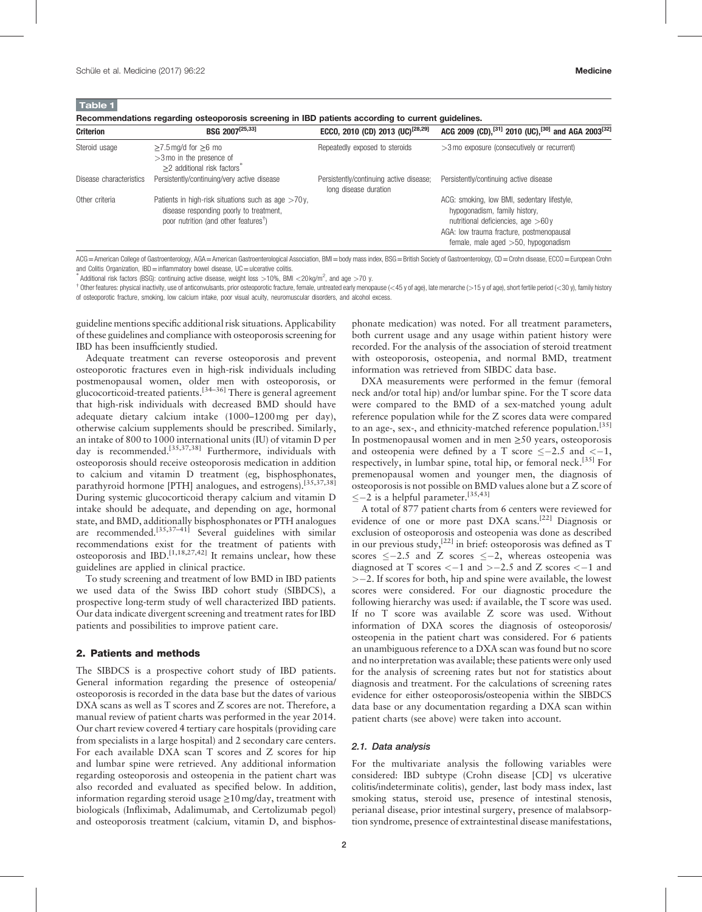**Table 1**

**Recommendations regarding osteoporosis screening in IBD patients according to current guidelines.**

| Criterion | BSG 2007[25,33] | ECCO, 2010 (CD) 2013 (UC)[28,29] | ACG 2009 (CD),[31] 2010 (UC),[30] and AGA 2003[32] |
|---|---|---|---|
| Steroid usage | ≥7.5 mg/d for ≥6 mo<br>>3 mo in the presence of ≥2 additional risk factors* | Repeatedly exposed to steroids | >3 mo exposure (consecutively or recurrent) |
| Disease characteristics | Persistently/continuing/very active disease | Persistently/continuing active disease; long disease duration | Persistently/continuing active disease |
| Other criteria | Patients in high-risk situations such as age >70 y, disease responding poorly to treatment, poor nutrition (and other features†) | | ACG: smoking, low BMI, sedentary lifestyle, hypogonadism, family history, nutritional deficiencies, age >60 y<br>AGA: low trauma fracture, postmenopausal female, male aged >50, hypogonadism |

ACG = American College of Gastroenterology, AGA = American Gastroenterological Association, BMI = body mass index, BSG = British Society of Gastroenterology, CD = Crohn disease, ECCO = European Crohn and Colitis Organization, IBD = inflammatory bowel disease, UC = ulcerative colitis.

\* Additional risk factors (BSG): continuing active disease, weight loss >10%, BMI <20 kg/m$^2$, and age >70 y.

† Other features: physical inactivity, use of anticonvulsants, prior osteoporotic fracture, female, untreated early menopause (<45 y of age), late menarche (>15 y of age), short fertile period (<30 y), family history of osteoporotic fracture, smoking, low calcium intake, poor visual acuity, neuromuscular disorders, and alcohol excess.

guideline mentions specific additional risk situations. Applicability of these guidelines and compliance with osteoporosis screening for IBD has been insufficiently studied.

Adequate treatment can reverse osteoporosis and prevent osteoporotic fractures even in high-risk individuals including postmenopausal women, older men with osteoporosis, or glucocorticoid-treated patients.[34–36] There is general agreement that high-risk individuals with decreased BMD should have adequate dietary calcium intake (1000–1200 mg per day), otherwise calcium supplements should be prescribed. Similarly, an intake of 800 to 1000 international units (IU) of vitamin D per day is recommended.[35,37,38] Furthermore, individuals with osteoporosis should receive osteoporosis medication in addition to calcium and vitamin D treatment (eg, bisphosphonates, parathyroid hormone [PTH] analogues, and estrogens).[35,37,38] During systemic glucocorticoid therapy calcium and vitamin D intake should be adequate, and depending on age, hormonal state, and BMD, additionally bisphosphonates or PTH analogues are recommended.[35,37–41] Several guidelines with similar recommendations exist for the treatment of patients with osteoporosis and IBD.[1,18,27,42] It remains unclear, how these guidelines are applied in clinical practice.

To study screening and treatment of low BMD in IBD patients we used data of the Swiss IBD cohort study (SIBDCS), a prospective long-term study of well characterized IBD patients. Our data indicate divergent screening and treatment rates for IBD patients and possibilities to improve patient care.

## 2. Patients and methods

The SIBDCS is a prospective cohort study of IBD patients. General information regarding the presence of osteopenia/osteoporosis is recorded in the data base but the dates of various DXA scans as well as T scores and Z scores are not. Therefore, a manual review of patient charts was performed in the year 2014. Our chart review covered 4 tertiary care hospitals (providing care from specialists in a large hospital) and 2 secondary care centers. For each available DXA scan T scores and Z scores for hip and lumbar spine were retrieved. Any additional information regarding osteoporosis and osteopenia in the patient chart was also recorded and evaluated as specified below. In addition, information regarding steroid usage ≥10 mg/day, treatment with biologicals (Infliximab, Adalimumab, and Certolizumab pegol) and osteoporosis treatment (calcium, vitamin D, and bisphosphonate medication) was noted. For all treatment parameters, both current usage and any usage within patient history were recorded. For the analysis of the association of steroid treatment with osteoporosis, osteopenia, and normal BMD, treatment information was retrieved from SIBDC data base.

DXA measurements were performed in the femur (femoral neck and/or total hip) and/or lumbar spine. For the T score data were compared to the BMD of a sex-matched young adult reference population while for the Z scores data were compared to an age-, sex-, and ethnicity-matched reference population.[35] In postmenopausal women and in men ≥50 years, osteoporosis and osteopenia were defined by a T score ≤−2.5 and <−1, respectively, in lumbar spine, total hip, or femoral neck.[35] For premenopausal women and younger men, the diagnosis of osteoporosis is not possible on BMD values alone but a Z score of ≤−2 is a helpful parameter.[35,43]

A total of 877 patient charts from 6 centers were reviewed for evidence of one or more past DXA scans.[22] Diagnosis or exclusion of osteoporosis and osteopenia was done as described in our previous study,[22] in brief: osteoporosis was defined as T scores ≤−2.5 and Z scores ≤−2, whereas osteopenia was diagnosed at T scores <−1 and >−2.5 and Z scores <−1 and >−2. If scores for both, hip and spine were available, the lowest scores were considered. For our diagnostic procedure the following hierarchy was used: if available, the T score was used. If no T score was available Z score was used. Without information of DXA scores the diagnosis of osteoporosis/osteopenia in the patient chart was considered. For 6 patients an unambiguous reference to a DXA scan was found but no score and no interpretation was available; these patients were only used for the analysis of screening rates but not for statistics about diagnosis and treatment. For the calculations of screening rates evidence for either osteoporosis/osteopenia within the SIBDCS data base or any documentation regarding a DXA scan within patient charts (see above) were taken into account.

### 2.1. Data analysis

For the multivariate analysis the following variables were considered: IBD subtype (Crohn disease [CD] vs ulcerative colitis/indeterminate colitis), gender, last body mass index, last smoking status, steroid use, presence of intestinal stenosis, perianal disease, prior intestinal surgery, presence of malabsorption syndrome, presence of extraintestinal disease manifestations,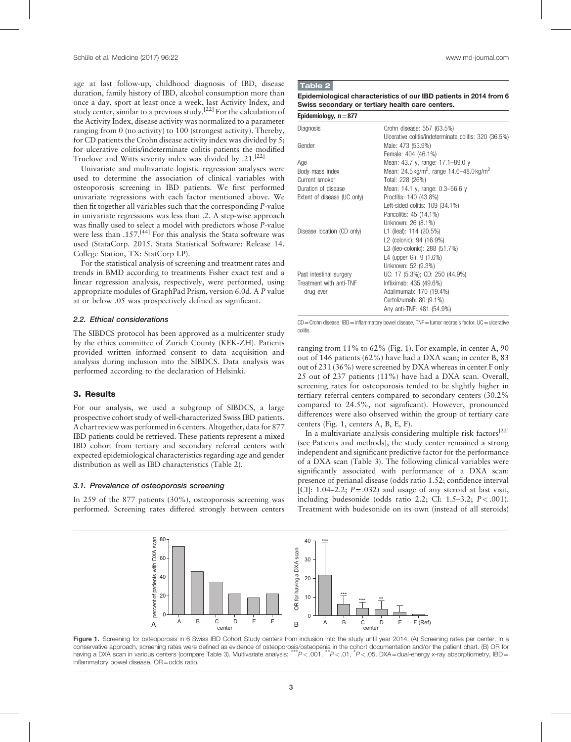age at last follow-up, childhood diagnosis of IBD, disease duration, family history of IBD, alcohol consumption more than once a day, sport at least once a week, last Activity Index, and study center, similar to a previous study.[22] For the calculation of the Activity Index, disease activity was normalized to a parameter ranging from 0 (no activity) to 100 (strongest activity). Thereby, for CD patients the Crohn disease activity index was divided by 5; for ulcerative colitis/indeterminate colitis patients the modified Truelove and Witts severity index was divided by .21.[22]

Univariate and multivariate logistic regression analyses were used to determine the association of clinical variables with osteoporosis screening in IBD patients. We first performed univariate regressions with each factor mentioned above. We then fit together all variables such that the corresponding *P*-value in univariate regressions was less than .2. A step-wise approach was finally used to select a model with predictors whose *P*-value were less than .157.[44] For this analysis the Stata software was used (StataCorp. 2015. Stata Statistical Software: Release 14. College Station, TX: StatCorp LP).

For the statistical analysis of screening and treatment rates and trends in BMD according to treatments Fisher exact test and a linear regression analysis, respectively, were performed, using appropriate modules of GraphPad Prism, version 6.0d. A *P* value at or below .05 was prospectively defined as significant.

### 2.2. Ethical considerations

The SIBDCS protocol has been approved as a multicenter study by the ethics committee of Zurich County (KEK-ZH). Patients provided written informed consent to data acquisition and analysis during inclusion into the SIBDCS. Data analysis was performed according to the declaration of Helsinki.

## 3. Results

For our analysis, we used a subgroup of SIBDCS, a large prospective cohort study of well-characterized Swiss IBD patients. A chart review was performed in 6 centers. Altogether, data for 877 IBD patients could be retrieved. These patients represent a mixed IBD cohort from tertiary and secondary referral centers with expected epidemiological characteristics regarding age and gender distribution as well as IBD characteristics (Table 2).

**Table 2**

**Epidemiological characteristics of our IBD patients in 2014 from 6 Swiss secondary or tertiary health care centers.**

| Epidemiology, n = 877 | |
|---|---|
| Diagnosis | Crohn disease: 557 (63.5%) |
| | Ulcerative colitis/indeterminate colitis: 320 (36.5%) |
| Gender | Male: 473 (53.9%) |
| | Female: 404 (46.1%) |
| Age | Mean: 43.7 y, range: 17.1–89.0 y |
| Body mass index | Mean: 24.5 kg/m$^2$, range 14.6–48.0 kg/m$^2$ |
| Current smoker | Total: 228 (26%) |
| Duration of disease | Mean: 14.1 y, range: 0.3–56.6 y |
| Extent of disease (UC only) | Proctitis: 140 (43.8%) |
| | Left-sided colitis: 109 (34.1%) |
| | Pancolitis: 45 (14.1%) |
| | Unknown: 26 (8.1%) |
| Disease location (CD only) | L1 (ileal): 114 (20.5%) |
| | L2 (colonic): 94 (16.9%) |
| | L3 (ileo-colonic): 288 (51.7%) |
| | L4 (upper GI): 9 (1.6%) |
| | Unknown: 52 (9.3%) |
| Past intestinal surgery | UC: 17 (5.3%); CD: 250 (44.9%) |
| Treatment with anti-TNF drug ever | Infliximab: 435 (49.6%) |
| | Adalimumab: 170 (19.4%) |
| | Certolizumab: 80 (9.1%) |
| | Any anti-TNF: 481 (54.9%) |

CD = Crohn disease, IBD = inflammatory bowel disease, TNF = tumor necrosis factor, UC = ulcerative colitis.

### 3.1. Prevalence of osteoporosis screening

In 259 of the 877 patients (30%), osteoporosis screening was performed. Screening rates differed strongly between centers ranging from 11% to 62% (Fig. 1). For example, in center A, 90 out of 146 patients (62%) have had a DXA scan; in center B, 83 out of 231 (36%) were screened by DXA whereas in center F only 25 out of 237 patients (11%) have had a DXA scan. Overall, screening rates for osteoporosis tended to be slightly higher in tertiary referral centers compared to secondary centers (30.2% compared to 24.5%, not significant). However, pronounced differences were also observed within the group of tertiary care centers (Fig. 1, centers A, B, E, F).

In a multivariate analysis considering multiple risk factors[22] (see Patients and methods), the study center remained a strong independent and significant predictive factor for the performance of a DXA scan (Table 3). The following clinical variables were significantly associated with performance of a DXA scan: presence of perianal disease (odds ratio 1.52; confidence interval [CI]: 1.04–2.2; $P = .032$) and usage of any steroid at last visit, including budesonide (odds ratio 2.2; CI: 1.5–3.2; $P < .001$). Treatment with budesonide on its own (instead of all steroids)

Figure 1. Screening for osteoporosis in 6 Swiss IBD Cohort Study centers from inclusion into the study until year 2014. (A) Screening rates per center. In a conservative approach, screening rates were defined as evidence of osteoporosis/osteopenia in the cohort documentation and/or the patient chart. (B) OR for having a DXA scan in various centers (compare Table 3). Multivariate analysis: $^{***}P < .001$, $^{**}P < .01$, $^{*}P < .05$. DXA = dual-energy x-ray absorptiometry, IBD = inflammatory bowel disease, OR = odds ratio.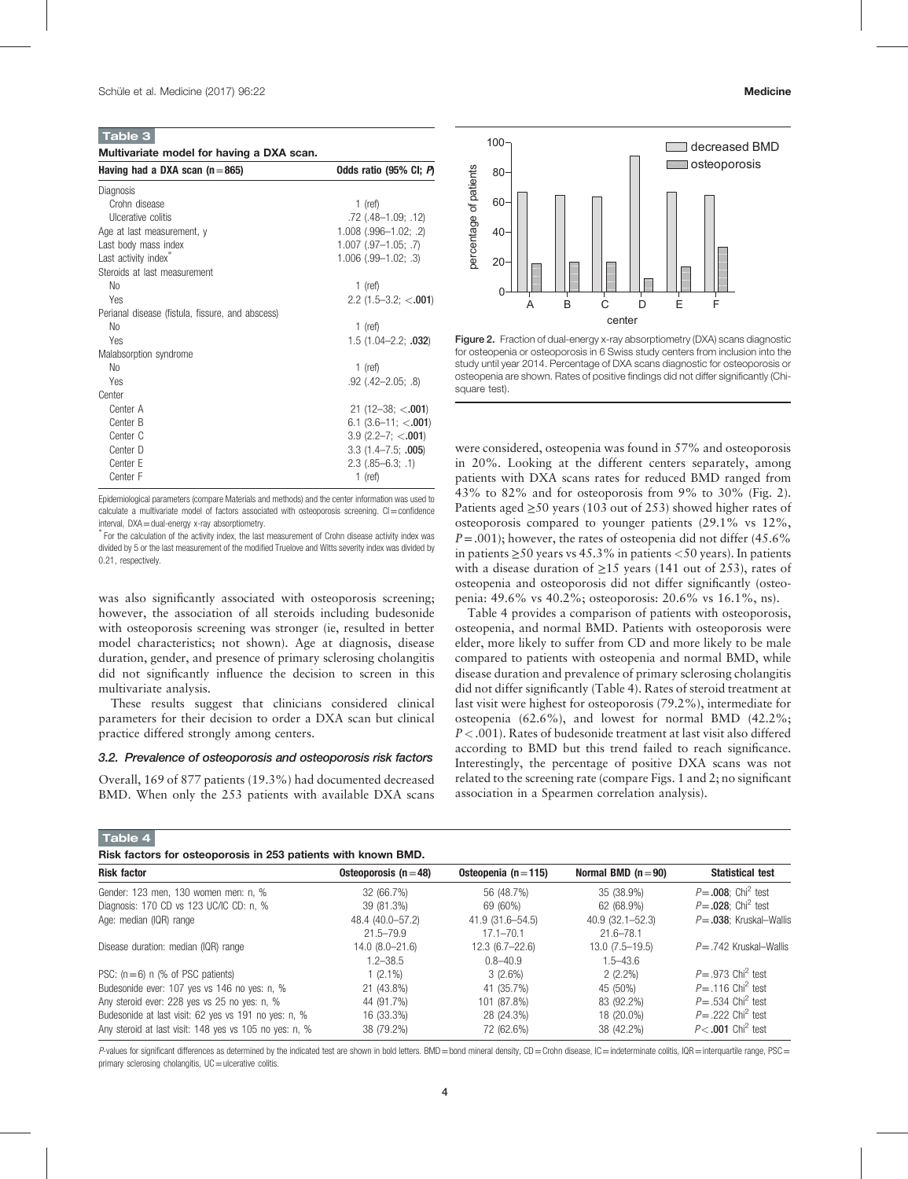**Table 3**

**Multivariate model for having a DXA scan.**

| Having had a DXA scan (n = 865) | Odds ratio (95% CI; *P*) |
|---|---|
| Diagnosis | |
| Crohn disease | 1 (ref) |
| Ulcerative colitis | .72 (.48–1.09; .12) |
| Age at last measurement, y | 1.008 (.996–1.02; .2) |
| Last body mass index | 1.007 (.97–1.05; .7) |
| Last activity index* | 1.006 (.99–1.02; .3) |
| Steroids at last measurement | |
| No | 1 (ref) |
| Yes | 2.2 (1.5–3.2; **<.001**) |
| Perianal disease (fistula, fissure, and abscess) | |
| No | 1 (ref) |
| Yes | 1.5 (1.04–2.2; **.032**) |
| Malabsorption syndrome | |
| No | 1 (ref) |
| Yes | .92 (.42–2.05; .8) |
| Center | |
| Center A | 21 (12–38; **<.001**) |
| Center B | 6.1 (3.6–11; **<.001**) |
| Center C | 3.9 (2.2–7; **<.001**) |
| Center D | 3.3 (1.4–7.5; **.005**) |
| Center E | 2.3 (.85–6.3; .1) |
| Center F | 1 (ref) |

Epidemiological parameters (compare Materials and methods) and the center information was used to calculate a multivariate model of factors associated with osteoporosis screening. CI = confidence interval, DXA = dual-energy x-ray absorptiometry.

* For the calculation of the activity index, the last measurement of Crohn disease activity index was divided by 5 or the last measurement of the modified Truelove and Witts severity index was divided by 0.21, respectively.

was also significantly associated with osteoporosis screening; however, the association of all steroids including budesonide with osteoporosis screening was stronger (ie, resulted in better model characteristics; not shown). Age at diagnosis, disease duration, gender, and presence of primary sclerosing cholangitis did not significantly influence the decision to screen in this multivariate analysis.

These results suggest that clinicians considered clinical parameters for their decision to order a DXA scan but clinical practice differed strongly among centers.

### 3.2. Prevalence of osteoporosis and osteoporosis risk factors

Overall, 169 of 877 patients (19.3%) had documented decreased BMD. When only the 253 patients with available DXA scans were considered, osteopenia was found in 57% and osteoporosis in 20%. Looking at the different centers separately, among patients with DXA scans rates for reduced BMD ranged from 43% to 82% and for osteoporosis from 9% to 30% (Fig. 2). Patients aged ≥50 years (103 out of 253) showed higher rates of osteoporosis compared to younger patients (29.1% vs 12%, $P = .001$); however, the rates of osteopenia did not differ (45.6% in patients ≥50 years vs 45.3% in patients <50 years). In patients with a disease duration of ≥15 years (141 out of 253), rates of osteopenia and osteoporosis did not differ significantly (osteopenia: 49.6% vs 40.2%; osteoporosis: 20.6% vs 16.1%, ns).

Table 4 provides a comparison of patients with osteoporosis, osteopenia, and normal BMD. Patients with osteoporosis were elder, more likely to suffer from CD and more likely to be male compared to patients with osteopenia and normal BMD, while disease duration and prevalence of primary sclerosing cholangitis did not differ significantly (Table 4). Rates of steroid treatment at last visit were highest for osteoporosis (79.2%), intermediate for osteopenia (62.6%), and lowest for normal BMD (42.2%; $P < .001$). Rates of budesonide treatment at last visit also differed according to BMD but this trend failed to reach significance. Interestingly, the percentage of positive DXA scans was not related to the screening rate (compare Figs. 1 and 2; no significant association in a Spearmen correlation analysis).

Figure 2. Fraction of dual-energy x-ray absorptiometry (DXA) scans diagnostic for osteopenia or osteoporosis in 6 Swiss study centers from inclusion into the study until year 2014. Percentage of DXA scans diagnostic for osteoporosis or osteopenia are shown. Rates of positive findings did not differ significantly (Chi-square test).

**Table 4**

**Risk factors for osteoporosis in 253 patients with known BMD.**

| Risk factor | Osteoporosis (n = 48) | Osteopenia (n = 115) | Normal BMD (n = 90) | Statistical test |
|---|---|---|---|---|
| Gender: 123 men, 130 women men: n, % | 32 (66.7%) | 56 (48.7%) | 35 (38.9%) | $P =$ **.008**; Chi$^2$ test |
| Diagnosis: 170 CD vs 123 UC/IC CD: n, % | 39 (81.3%) | 69 (60%) | 62 (68.9%) | $P =$ **.028**; Chi$^2$ test |
| Age: median (IQR) range | 48.4 (40.0–57.2) 21.5–79.9 | 41.9 (31.6–54.5) 17.1–70.1 | 40.9 (32.1–52.3) 21.6–78.1 | $P =$ **.038**; Kruskal–Wallis |
| Disease duration: median (IQR) range | 14.0 (8.0–21.6) 1.2–38.5 | 12.3 (6.7–22.6) 0.8–40.9 | 13.0 (7.5–19.5) 1.5–43.6 | $P = .742$ Kruskal–Wallis |
| PSC: (n = 6) n (% of PSC patients) | 1 (2.1%) | 3 (2.6%) | 2 (2.2%) | $P = .973$ Chi$^2$ test |
| Budesonide ever: 107 yes vs 146 no yes: n, % | 21 (43.8%) | 41 (35.7%) | 45 (50%) | $P = .116$ Chi$^2$ test |
| Any steroid ever: 228 yes vs 25 no yes: n, % | 44 (91.7%) | 101 (87.8%) | 83 (92.2%) | $P = .534$ Chi$^2$ test |
| Budesonide at last visit: 62 yes vs 191 no yes: n, % | 16 (33.3%) | 28 (24.3%) | 18 (20.0%) | $P = .222$ Chi$^2$ test |
| Any steroid at last visit: 148 yes vs 105 no yes: n, % | 38 (79.2%) | 72 (62.6%) | 38 (42.2%) | $P <$ **.001** Chi$^2$ test |

*P*-values for significant differences as determined by the indicated test are shown in bold letters. BMD = bond mineral density, CD = Crohn disease, IC = indeterminate colitis, IQR = interquartile range, PSC = primary sclerosing cholangitis, UC = ulcerative colitis.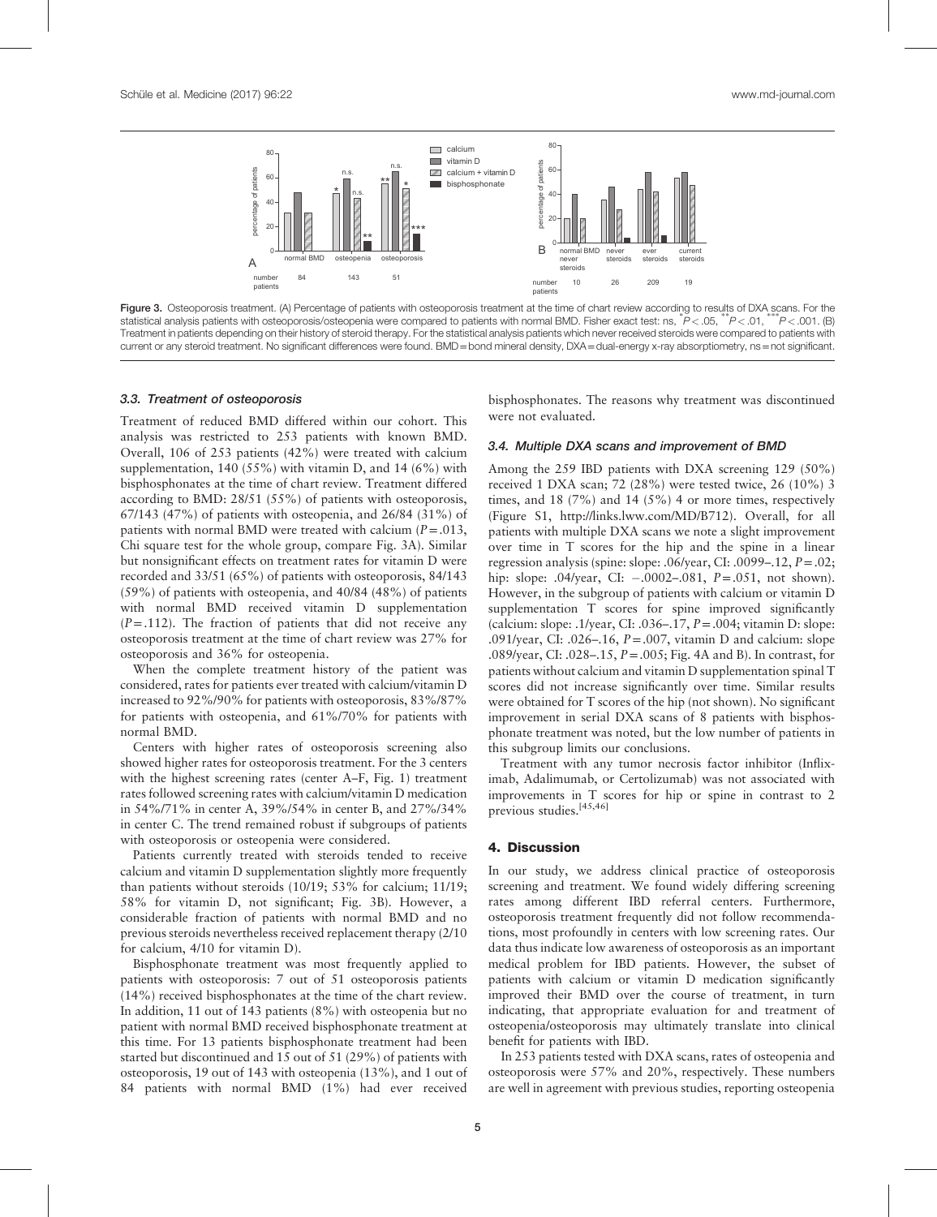Figure 3. Osteoporosis treatment. (A) Percentage of patients with osteoporosis treatment at the time of chart review according to results of DXA scans. For the statistical analysis patients with osteoporosis/osteopenia were compared to patients with normal BMD. Fisher exact test: ns, * $P<.05$, ** $P<.01$, *** $P<.001$. (B) Treatment in patients depending on their history of steroid therapy. For the statistical analysis patients which never received steroids were compared to patients with current or any steroid treatment. No significant differences were found. BMD = bond mineral density, DXA = dual-energy x-ray absorptiometry, ns = not significant.

### 3.3. Treatment of osteoporosis

Treatment of reduced BMD differed within our cohort. This analysis was restricted to 253 patients with known BMD. Overall, 106 of 253 patients (42%) were treated with calcium supplementation, 140 (55%) with vitamin D, and 14 (6%) with bisphosphonates at the time of chart review. Treatment differed according to BMD: 28/51 (55%) of patients with osteoporosis, 67/143 (47%) of patients with osteopenia, and 26/84 (31%) of patients with normal BMD were treated with calcium ($P=.013$, Chi square test for the whole group, compare Fig. 3A). Similar but nonsignificant effects on treatment rates for vitamin D were recorded and 33/51 (65%) of patients with osteoporosis, 84/143 (59%) of patients with osteopenia, and 40/84 (48%) of patients with normal BMD received vitamin D supplementation ($P=.112$). The fraction of patients that did not receive any osteoporosis treatment at the time of chart review was 27% for osteoporosis and 36% for osteopenia.

When the complete treatment history of the patient was considered, rates for patients ever treated with calcium/vitamin D increased to 92%/90% for patients with osteoporosis, 83%/87% for patients with osteopenia, and 61%/70% for patients with normal BMD.

Centers with higher rates of osteoporosis screening also showed higher rates for osteoporosis treatment. For the 3 centers with the highest screening rates (center A–F, Fig. 1) treatment rates followed screening rates with calcium/vitamin D medication in 54%/71% in center A, 39%/54% in center B, and 27%/34% in center C. The trend remained robust if subgroups of patients with osteoporosis or osteopenia were considered.

Patients currently treated with steroids tended to receive calcium and vitamin D supplementation slightly more frequently than patients without steroids (10/19; 53% for calcium; 11/19; 58% for vitamin D, not significant; Fig. 3B). However, a considerable fraction of patients with normal BMD and no previous steroids nevertheless received replacement therapy (2/10 for calcium, 4/10 for vitamin D).

Bisphosphonate treatment was most frequently applied to patients with osteoporosis: 7 out of 51 osteoporosis patients (14%) received bisphosphonates at the time of the chart review. In addition, 11 out of 143 patients (8%) with osteopenia but no patient with normal BMD received bisphosphonate treatment at this time. For 13 patients bisphosphonate treatment had been started but discontinued and 15 out of 51 (29%) of patients with osteoporosis, 19 out of 143 with osteopenia (13%), and 1 out of 84 patients with normal BMD (1%) had ever received bisphosphonates. The reasons why treatment was discontinued were not evaluated.

### 3.4. Multiple DXA scans and improvement of BMD

Among the 259 IBD patients with DXA screening 129 (50%) received 1 DXA scan; 72 (28%) were tested twice, 26 (10%) 3 times, and 18 (7%) and 14 (5%) 4 or more times, respectively (Figure S1, http://links.lww.com/MD/B712). Overall, for all patients with multiple DXA scans we note a slight improvement over time in T scores for the hip and the spine in a linear regression analysis (spine: slope: .06/year, CI: .0099–.12, $P=.02$; hip: slope: .04/year, CI: −.0002–.081, $P=.051$, not shown). However, in the subgroup of patients with calcium or vitamin D supplementation T scores for spine improved significantly (calcium: slope: .1/year, CI: .036–.17, $P=.004$; vitamin D: slope: .091/year, CI: .026–.16, $P=.007$, vitamin D and calcium: slope .089/year, CI: .028–.15, $P=.005$; Fig. 4A and B). In contrast, for patients without calcium and vitamin D supplementation spinal T scores did not increase significantly over time. Similar results were obtained for T scores of the hip (not shown). No significant improvement in serial DXA scans of 8 patients with bisphosphonate treatment was noted, but the low number of patients in this subgroup limits our conclusions.

Treatment with any tumor necrosis factor inhibitor (Infliximab, Adalimumab, or Certolizumab) was not associated with improvements in T scores for hip or spine in contrast to 2 previous studies.[45,46]

## 4. Discussion

In our study, we address clinical practice of osteoporosis screening and treatment. We found widely differing screening rates among different IBD referral centers. Furthermore, osteoporosis treatment frequently did not follow recommendations, most profoundly in centers with low screening rates. Our data thus indicate low awareness of osteoporosis as an important medical problem for IBD patients. However, the subset of patients with calcium or vitamin D medication significantly improved their BMD over the course of treatment, in turn indicating, that appropriate evaluation for and treatment of osteopenia/osteoporosis may ultimately translate into clinical benefit for patients with IBD.

In 253 patients tested with DXA scans, rates of osteopenia and osteoporosis were 57% and 20%, respectively. These numbers are well in agreement with previous studies, reporting osteopenia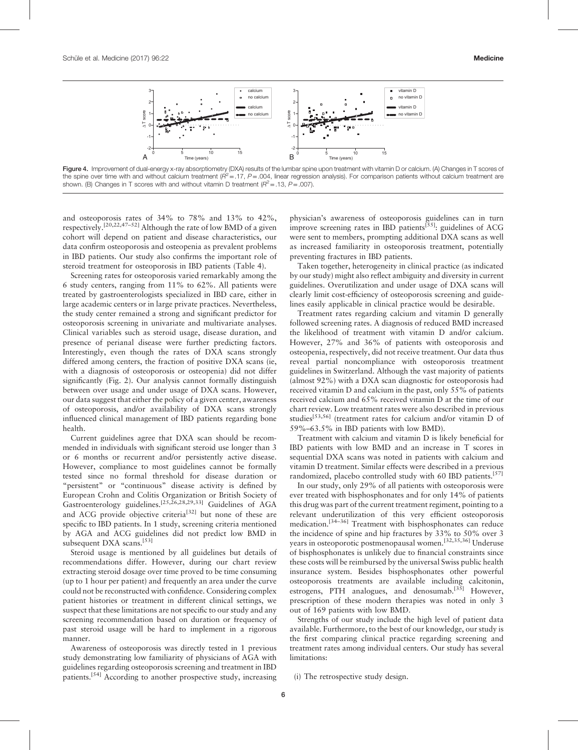Figure 4. Improvement of dual-energy x-ray absorptiometry (DXA) results of the lumbar spine upon treatment with vitamin D or calcium. (A) Changes in T scores of the spine over time with and without calcium treatment ($R^2$ = .17, $P$ = .004, linear regression analysis). For comparison patients without calcium treatment are shown. (B) Changes in T scores with and without vitamin D treatment ($R^2$ = .13, $P$ = .007).

and osteoporosis rates of 34% to 78% and 13% to 42%, respectively.[20,22,47–52] Although the rate of low BMD of a given cohort will depend on patient and disease characteristics, our data confirm osteoporosis and osteopenia as prevalent problems in IBD patients. Our study also confirms the important role of steroid treatment for osteoporosis in IBD patients (Table 4).

Screening rates for osteoporosis varied remarkably among the 6 study centers, ranging from 11% to 62%. All patients were treated by gastroenterologists specialized in IBD care, either in large academic centers or in large private practices. Nevertheless, the study center remained a strong and significant predictor for osteoporosis screening in univariate and multivariate analyses. Clinical variables such as steroid usage, disease duration, and presence of perianal disease were further predicting factors. Interestingly, even though the rates of DXA scans strongly differed among centers, the fraction of positive DXA scans (ie, with a diagnosis of osteoporosis or osteopenia) did not differ significantly (Fig. 2). Our analysis cannot formally distinguish between over usage and under usage of DXA scans. However, our data suggest that either the policy of a given center, awareness of osteoporosis, and/or availability of DXA scans strongly influenced clinical management of IBD patients regarding bone health.

Current guidelines agree that DXA scan should be recommended in individuals with significant steroid use longer than 3 or 6 months or recurrent and/or persistently active disease. However, compliance to most guidelines cannot be formally tested since no formal threshold for disease duration or "persistent" or "continuous" disease activity is defined by European Crohn and Colitis Organization or British Society of Gastroenterology guidelines.[25,26,28,29,33] Guidelines of AGA and ACG provide objective criteria[32] but none of these are specific to IBD patients. In 1 study, screening criteria mentioned by AGA and ACG guidelines did not predict low BMD in subsequent DXA scans.[53]

Steroid usage is mentioned by all guidelines but details of recommendations differ. However, during our chart review extracting steroid dosage over time proved to be time consuming (up to 1 hour per patient) and frequently an area under the curve could not be reconstructed with confidence. Considering complex patient histories or treatment in different clinical settings, we suspect that these limitations are not specific to our study and any screening recommendation based on duration or frequency of past steroid usage will be hard to implement in a rigorous manner.

Awareness of osteoporosis was directly tested in 1 previous study demonstrating low familiarity of physicians of AGA with guidelines regarding osteoporosis screening and treatment in IBD patients.[54] According to another prospective study, increasing physician's awareness of osteoporosis guidelines can in turn improve screening rates in IBD patients[55]: guidelines of ACG were sent to members, prompting additional DXA scans as well as increased familiarity in osteoporosis treatment, potentially preventing fractures in IBD patients.

Taken together, heterogeneity in clinical practice (as indicated by our study) might also reflect ambiguity and diversity in current guidelines. Overutilization and under usage of DXA scans will clearly limit cost-efficiency of osteoporosis screening and guidelines easily applicable in clinical practice would be desirable.

Treatment rates regarding calcium and vitamin D generally followed screening rates. A diagnosis of reduced BMD increased the likelihood of treatment with vitamin D and/or calcium. However, 27% and 36% of patients with osteoporosis and osteopenia, respectively, did not receive treatment. Our data thus reveal partial noncompliance with osteoporosis treatment guidelines in Switzerland. Although the vast majority of patients (almost 92%) with a DXA scan diagnostic for osteoporosis had received vitamin D and calcium in the past, only 55% of patients received calcium and 65% received vitamin D at the time of our chart review. Low treatment rates were also described in previous studies[53,56] (treatment rates for calcium and/or vitamin D of 59%–63.5% in IBD patients with low BMD).

Treatment with calcium and vitamin D is likely beneficial for IBD patients with low BMD and an increase in T scores in sequential DXA scans was noted in patients with calcium and vitamin D treatment. Similar effects were described in a previous randomized, placebo controlled study with 60 IBD patients.[57]

In our study, only 29% of all patients with osteoporosis were ever treated with bisphosphonates and for only 14% of patients this drug was part of the current treatment regiment, pointing to a relevant underutilization of this very efficient osteoporosis medication.[34–36] Treatment with bisphosphonates can reduce the incidence of spine and hip fractures by 33% to 50% over 3 years in osteoporotic postmenopausal women.[32,35,36] Underuse of bisphosphonates is unlikely due to financial constraints since these costs will be reimbursed by the universal Swiss public health insurance system. Besides bisphosphonates other powerful osteoporosis treatments are available including calcitonin, estrogens, PTH analogues, and denosumab.[35] However, prescription of these modern therapies was noted in only 3 out of 169 patients with low BMD.

Strengths of our study include the high level of patient data available. Furthermore, to the best of our knowledge, our study is the first comparing clinical practice regarding screening and treatment rates among individual centers. Our study has several limitations:

(i) The retrospective study design.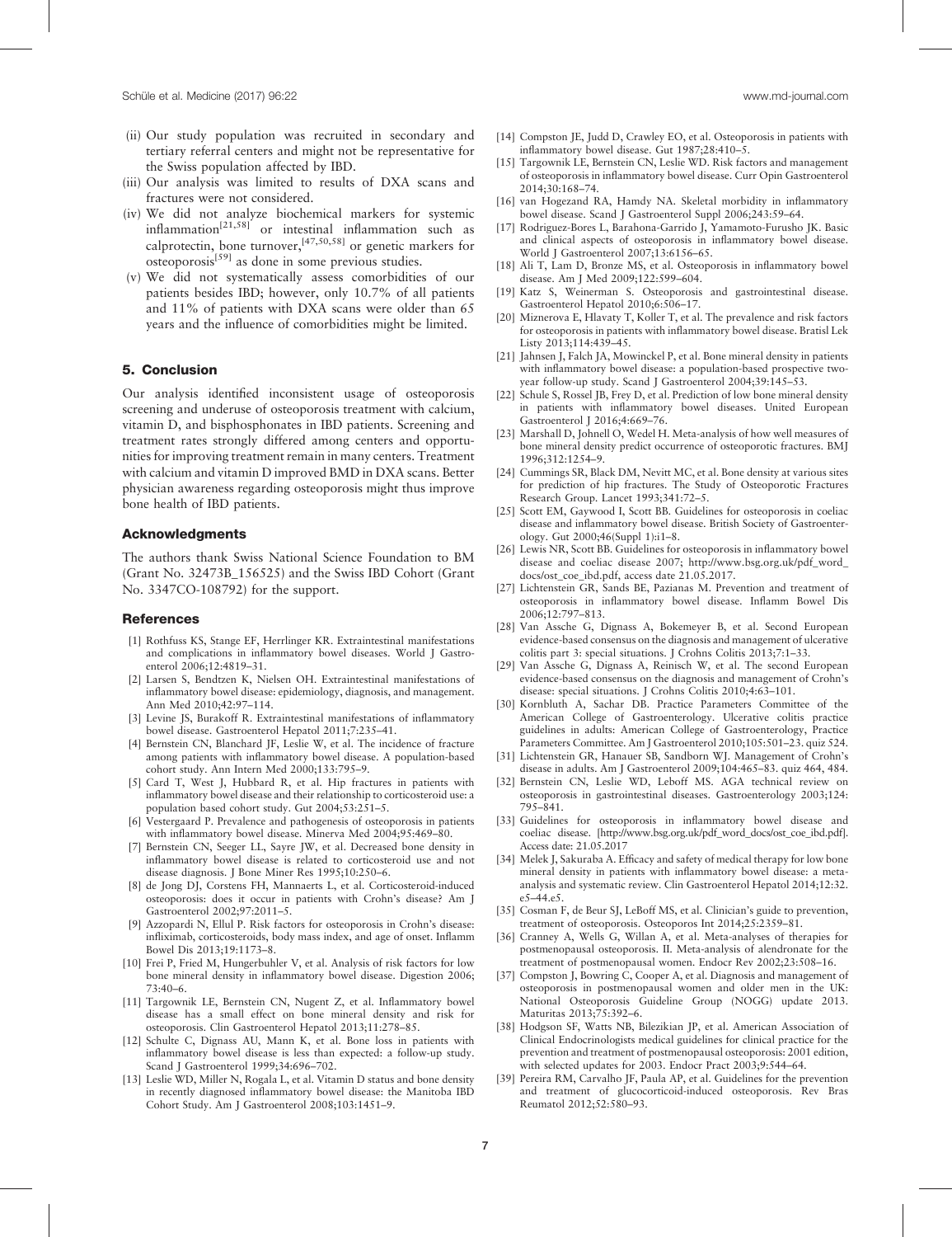(ii) Our study population was recruited in secondary and tertiary referral centers and might not be representative for the Swiss population affected by IBD.

(iii) Our analysis was limited to results of DXA scans and fractures were not considered.

(iv) We did not analyze biochemical markers for systemic inflammation[21,58] or intestinal inflammation such as calprotectin, bone turnover,[47,50,58] or genetic markers for osteoporosis[59] as done in some previous studies.

(v) We did not systematically assess comorbidities of our patients besides IBD; however, only 10.7% of all patients and 11% of patients with DXA scans were older than 65 years and the influence of comorbidities might be limited.

## 5. Conclusion

Our analysis identified inconsistent usage of osteoporosis screening and underuse of osteoporosis treatment with calcium, vitamin D, and bisphosphonates in IBD patients. Screening and treatment rates strongly differed among centers and opportunities for improving treatment remain in many centers. Treatment with calcium and vitamin D improved BMD in DXA scans. Better physician awareness regarding osteoporosis might thus improve bone health of IBD patients.

### Acknowledgments

The authors thank Swiss National Science Foundation to BM (Grant No. 32473B_156525) and the Swiss IBD Cohort (Grant No. 3347CO-108792) for the support.

### References

[1] Rothfuss KS, Stange EF, Herrlinger KR. Extraintestinal manifestations and complications in inflammatory bowel diseases. World J Gastroenterol 2006;12:4819–31.

[2] Larsen S, Bendtzen K, Nielsen OH. Extraintestinal manifestations of inflammatory bowel disease: epidemiology, diagnosis, and management. Ann Med 2010;42:97–114.

[3] Levine JS, Burakoff R. Extraintestinal manifestations of inflammatory bowel disease. Gastroenterol Hepatol 2011;7:235–41.

[4] Bernstein CN, Blanchard JF, Leslie W, et al. The incidence of fracture among patients with inflammatory bowel disease. A population-based cohort study. Ann Intern Med 2000;133:795–9.

[5] Card T, West J, Hubbard R, et al. Hip fractures in patients with inflammatory bowel disease and their relationship to corticosteroid use: a population based cohort study. Gut 2004;53:251–5.

[6] Vestergaard P. Prevalence and pathogenesis of osteoporosis in patients with inflammatory bowel disease. Minerva Med 2004;95:469–80.

[7] Bernstein CN, Seeger LL, Sayre JW, et al. Decreased bone density in inflammatory bowel disease is related to corticosteroid use and not disease diagnosis. J Bone Miner Res 1995;10:250–6.

[8] de Jong DJ, Corstens FH, Mannaerts L, et al. Corticosteroid-induced osteoporosis: does it occur in patients with Crohn's disease? Am J Gastroenterol 2002;97:2011–5.

[9] Azzopardi N, Ellul P. Risk factors for osteoporosis in Crohn's disease: infliximab, corticosteroids, body mass index, and age of onset. Inflamm Bowel Dis 2013;19:1173–8.

[10] Frei P, Fried M, Hungerbuhler V, et al. Analysis of risk factors for low bone mineral density in inflammatory bowel disease. Digestion 2006; 73:40–6.

[11] Targownik LE, Bernstein CN, Nugent Z, et al. Inflammatory bowel disease has a small effect on bone mineral density and risk for osteoporosis. Clin Gastroenterol Hepatol 2013;11:278–85.

[12] Schulte C, Dignass AU, Mann K, et al. Bone loss in patients with inflammatory bowel disease is less than expected: a follow-up study. Scand J Gastroenterol 1999;34:696–702.

[13] Leslie WD, Miller N, Rogala L, et al. Vitamin D status and bone density in recently diagnosed inflammatory bowel disease: the Manitoba IBD Cohort Study. Am J Gastroenterol 2008;103:1451–9.

[14] Compston JE, Judd D, Crawley EO, et al. Osteoporosis in patients with inflammatory bowel disease. Gut 1987;28:410–5.

[15] Targownik LE, Bernstein CN, Leslie WD. Risk factors and management of osteoporosis in inflammatory bowel disease. Curr Opin Gastroenterol 2014;30:168–74.

[16] van Hogezand RA, Hamdy NA. Skeletal morbidity in inflammatory bowel disease. Scand J Gastroenterol Suppl 2006;243:59–64.

[17] Rodriguez-Bores L, Barahona-Garrido J, Yamamoto-Furusho JK. Basic and clinical aspects of osteoporosis in inflammatory bowel disease. World J Gastroenterol 2007;13:6156–65.

[18] Ali T, Lam D, Bronze MS, et al. Osteoporosis in inflammatory bowel disease. Am J Med 2009;122:599–604.

[19] Katz S, Weinerman S. Osteoporosis and gastrointestinal disease. Gastroenterol Hepatol 2010;6:506–17.

[20] Miznerova E, Hlavaty T, Koller T, et al. The prevalence and risk factors for osteoporosis in patients with inflammatory bowel disease. Bratisl Lek Listy 2013;114:439–45.

[21] Jahnsen J, Falch JA, Mowinckel P, et al. Bone mineral density in patients with inflammatory bowel disease: a population-based prospective two-year follow-up study. Scand J Gastroenterol 2004;39:145–53.

[22] Schule S, Rossel JB, Frey D, et al. Prediction of low bone mineral density in patients with inflammatory bowel diseases. United European Gastroenterol J 2016;4:669–76.

[23] Marshall D, Johnell O, Wedel H. Meta-analysis of how well measures of bone mineral density predict occurrence of osteoporotic fractures. BMJ 1996;312:1254–9.

[24] Cummings SR, Black DM, Nevitt MC, et al. Bone density at various sites for prediction of hip fractures. The Study of Osteoporotic Fractures Research Group. Lancet 1993;341:72–5.

[25] Scott EM, Gaywood I, Scott BB. Guidelines for osteoporosis in coeliac disease and inflammatory bowel disease. British Society of Gastroenterology. Gut 2000;46(Suppl 1):i1–8.

[26] Lewis NR, Scott BB. Guidelines for osteoporosis in inflammatory bowel disease and coeliac disease 2007; http://www.bsg.org.uk/pdf_word_docs/ost_coe_ibd.pdf, access date 21.05.2017.

[27] Lichtenstein GR, Sands BE, Pazianas M. Prevention and treatment of osteoporosis in inflammatory bowel disease. Inflamm Bowel Dis 2006;12:797–813.

[28] Van Assche G, Dignass A, Bokemeyer B, et al. Second European evidence-based consensus on the diagnosis and management of ulcerative colitis part 3: special situations. J Crohns Colitis 2013;7:1–33.

[29] Van Assche G, Dignass A, Reinisch W, et al. The second European evidence-based consensus on the diagnosis and management of Crohn's disease: special situations. J Crohns Colitis 2010;4:63–101.

[30] Kornbluth A, Sachar DB. Practice Parameters Committee of the American College of Gastroenterology. Ulcerative colitis practice guidelines in adults: American College of Gastroenterology, Practice Parameters Committee. Am J Gastroenterol 2010;105:501–23. quiz 524.

[31] Lichtenstein GR, Hanauer SB, Sandborn WJ. Management of Crohn's disease in adults. Am J Gastroenterol 2009;104:465–83. quiz 464, 484.

[32] Bernstein CN, Leslie WD, Leboff MS. AGA technical review on osteoporosis in gastrointestinal diseases. Gastroenterology 2003;124: 795–841.

[33] Guidelines for osteoporosis in inflammatory bowel disease and coeliac disease. [http://www.bsg.org.uk/pdf_word_docs/ost_coe_ibd.pdf]. Access date: 21.05.2017

[34] Melek J, Sakuraba A. Efficacy and safety of medical therapy for low bone mineral density in patients with inflammatory bowel disease: a meta-analysis and systematic review. Clin Gastroenterol Hepatol 2014;12:32. e5–44.e5.

[35] Cosman F, de Beur SJ, LeBoff MS, et al. Clinician's guide to prevention, treatment of osteoporosis. Osteoporos Int 2014;25:2359–81.

[36] Cranney A, Wells G, Willan A, et al. Meta-analyses of therapies for postmenopausal osteoporosis. II. Meta-analysis of alendronate for the treatment of postmenopausal women. Endocr Rev 2002;23:508–16.

[37] Compston J, Bowring C, Cooper A, et al. Diagnosis and management of osteoporosis in postmenopausal women and older men in the UK: National Osteoporosis Guideline Group (NOGG) update 2013. Maturitas 2013;75:392–6.

[38] Hodgson SF, Watts NB, Bilezikian JP, et al. American Association of Clinical Endocrinologists medical guidelines for clinical practice for the prevention and treatment of postmenopausal osteoporosis: 2001 edition, with selected updates for 2003. Endocr Pract 2003;9:544–64.

[39] Pereira RM, Carvalho JF, Paula AP, et al. Guidelines for the prevention and treatment of glucocorticoid-induced osteoporosis. Rev Bras Reumatol 2012;52:580–93.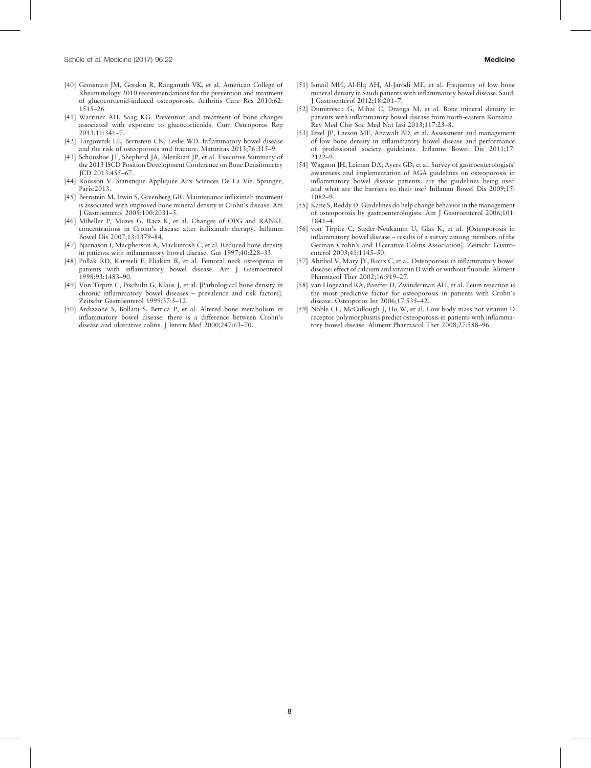[40] Grossman JM, Gordon R, Ranganath VK, et al. American College of Rheumatology 2010 recommendations for the prevention and treatment of glucocorticoid-induced osteoporosis. Arthritis Care Res 2010;62: 1515–26.

[41] Warriner AH, Saag KG. Prevention and treatment of bone changes associated with exposure to glucocorticoids. Curr Osteoporos Rep 2013;11:341–7.

[42] Targownik LE, Bernstein CN, Leslie WD. Inflammatory bowel disease and the risk of osteoporosis and fracture. Maturitas 2013;76:315–9.

[43] Schousboe JT, Shepherd JA, Bilezikian JP, et al. Executive Summary of the 2013 ISCD Position Development Conference on Bone Densitometry JCD 2013:455–67.

[44] Rousson V. Statistique Appliquée Aux Sciences De La Vie. Springer, Paris:2013.

[45] Bernstein M, Irwin S, Greenberg GR. Maintenance infliximab treatment is associated with improved bone mineral density in Crohn's disease. Am J Gastroenterol 2005;100:2031–5.

[46] Miheller P, Muzes G, Racz K, et al. Changes of OPG and RANKL concentrations in Crohn's disease after infliximab therapy. Inflamm Bowel Dis 2007;13:1379–84.

[47] Bjarnason I, Macpherson A, Mackintosh C, et al. Reduced bone density in patients with inflammatory bowel disease. Gut 1997;40:228–33.

[48] Pollak RD, Karmeli F, Eliakim R, et al. Femoral neck osteopenia in patients with inflammatory bowel disease. Am J Gastroenterol 1998;93:1483–90.

[49] Von Tirpitz C, Pischulti G, Klaus J, et al. [Pathological bone density in chronic inflammatory bowel diseases – prevalence and risk factors]. Zeitschr Gastroenterol 1999;37:5–12.

[50] Ardizzone S, Bollani S, Bettica P, et al. Altered bone metabolism in inflammatory bowel disease: there is a difference between Crohn's disease and ulcerative colitis. J Intern Med 2000;247:63–70.

[51] Ismail MH, Al-Elq AH, Al-Jarodi ME, et al. Frequency of low bone mineral density in Saudi patients with inflammatory bowel disease. Saudi J Gastroenterol 2012;18:201–7.

[52] Dumitrescu G, Mihai C, Dranga M, et al. Bone mineral density in patients with inflammatory bowel disease from north-eastern Romania. Rev Med Chir Soc Med Nat Iasi 2013;117:23–8.

[53] Etzel JP, Larson MF, Anawalt BD, et al. Assessment and management of low bone density in inflammatory bowel disease and performance of professional society guidelines. Inflamm Bowel Dis 2011;17: 2122–9.

[54] Wagnon JH, Leiman DA, Ayers GD, et al. Survey of gastroenterologists' awareness and implementation of AGA guidelines on osteoporosis in inflammatory bowel disease patients: are the guidelines being used and what are the barriers to their use? Inflamm Bowel Dis 2009;15: 1082–9.

[55] Kane S, Reddy D. Guidelines do help change behavior in the management of osteoporosis by gastroenterologists. Am J Gastroenterol 2006;101: 1841–4.

[56] von Tirpitz C, Steder-Neukamm U, Glas K, et al. [Osteoporosis in inflammatory bowel disease – results of a survey among members of the German Crohn's and Ulcerative Colitis Association]. Zeitschr Gastroenterol 2003;41:1145–50.

[57] Abitbol V, Mary JY, Roux C, et al. Osteoporosis in inflammatory bowel disease: effect of calcium and vitamin D with or without fluoride. Aliment Pharmacol Ther 2002;16:919–27.

[58] van Hogezand RA, Banffer D, Zwinderman AH, et al. Ileum resection is the most predictive factor for osteoporosis in patients with Crohn's disease. Osteoporos Int 2006;17:535–42.

[59] Noble CL, McCullough J, Ho W, et al. Low body mass not vitamin D receptor polymorphisms predict osteoporosis in patients with inflammatory bowel disease. Aliment Pharmacol Ther 2008;27:588–96.